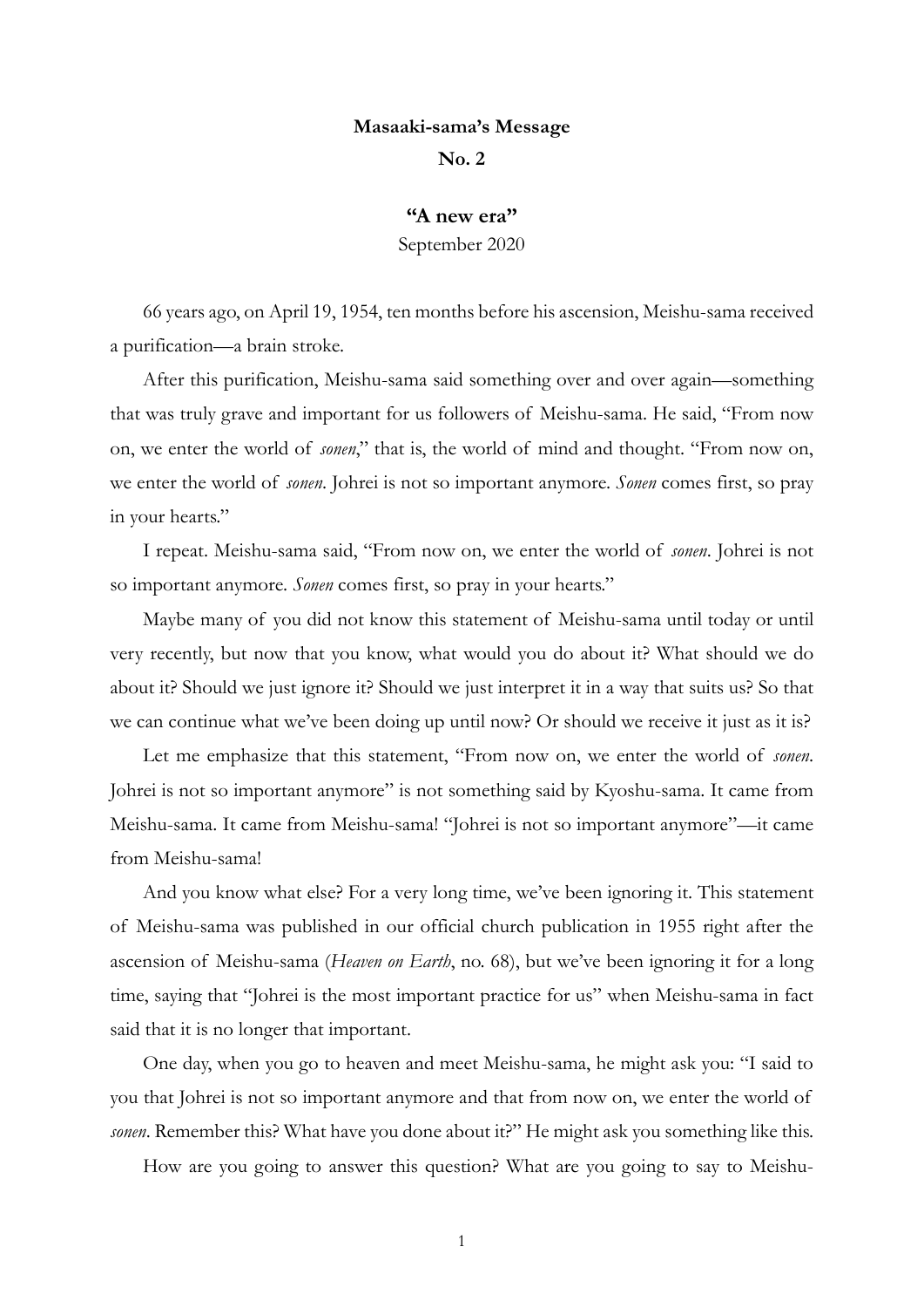**Masaaki-sama's Message**

**No. 2**

## "A new era"

September 2020

66 years ago, on April 19, 1954, ten months before his ascension, Meishu-sama received a purification—a brain stroke.

After this purification, Meishu-sama said something over and over again—something that was truly grave and important for us followers of Meishu-sama. He said, "From now on, we enter the world of *sonen*," that is, the world of mind and thought. "From now on, we enter the world of *sonen*. Johrei is not so important anymore. *Sonen* comes first, so pray in your hearts."

I repeat. Meishu-sama said, "From now on, we enter the world of *sonen*. Johrei is not so important anymore. *Sonen* comes first, so pray in your hearts."

Maybe many of you did not know this statement of Meishu-sama until today or until very recently, but now that you know, what would you do about it? What should we do about it? Should we just ignore it? Should we just interpret it in a way that suits us? So that we can continue what we've been doing up until now? Or should we receive it just as it is?

Let me emphasize that this statement, "From now on, we enter the world of *sonen*. Johrei is not so important anymore" is not something said by Kyoshu-sama. It came from Meishu-sama. It came from Meishu-sama! "Johrei is not so important anymore"—it came from Meishu-sama!

And you know what else? For a very long time, we've been ignoring it. This statement of Meishu-sama was published in our official church publication in 1955 right after the ascension of Meishu-sama (*Heaven on Earth*, no. 68), but we've been ignoring it for a long time, saying that "Johrei is the most important practice for us" when Meishu-sama in fact said that it is no longer that important.

One day, when you go to heaven and meet Meishu-sama, he might ask you: "I said to you that Johrei is not so important anymore and that from now on, we enter the world of *sonen*. Remember this? What have you done about it?" He might ask you something like this.

How are you going to answer this question? What are you going to say to Meishu-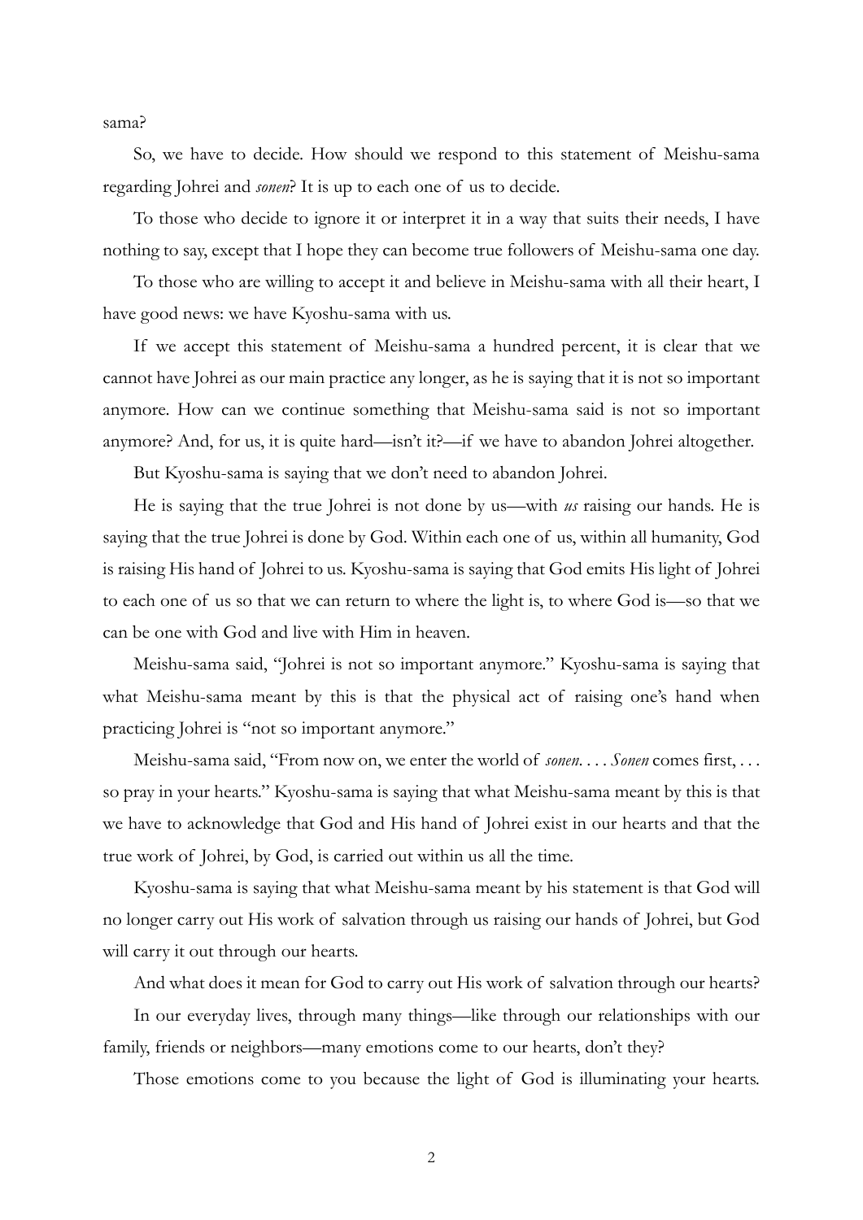sama?

So, we have to decide. How should we respond to this statement of Meishu-sama regarding Johrei and *sonen*? It is up to each one of us to decide.

To those who decide to ignore it or interpret it in a way that suits their needs, I have nothing to say, except that I hope they can become true followers of Meishu-sama one day.

To those who are willing to accept it and believe in Meishu-sama with all their heart, I have good news: we have Kyoshu-sama with us.

If we accept this statement of Meishu-sama a hundred percent, it is clear that we cannot have Johrei as our main practice any longer, as he is saying that it is not so important anymore. How can we continue something that Meishu-sama said is not so important anymore? And, for us, it is quite hard—isn't it?—if we have to abandon Johrei altogether.

But Kyoshu-sama is saying that we don't need to abandon Johrei.

He is saying that the true Johrei is not done by us—with *us* raising our hands. He is saying that the true Johrei is done by God. Within each one of us, within all humanity, God is raising His hand of Johrei to us. Kyoshu-sama is saying that God emits His light of Johrei to each one of us so that we can return to where the light is, to where God is—so that we can be one with God and live with Him in heaven.

Meishu-sama said, "Johrei is not so important anymore." Kyoshu-sama is saying that what Meishu-sama meant by this is that the physical act of raising one's hand when practicing Johrei is "not so important anymore."

Meishu-sama said, "From now on, we enter the world of *sonen*. . . . *Sonen* comes first, . . . so pray in your hearts." Kyoshu-sama is saying that what Meishu-sama meant by this is that we have to acknowledge that God and His hand of Johrei exist in our hearts and that the true work of Johrei, by God, is carried out within us all the time.

Kyoshu-sama is saying that what Meishu-sama meant by his statement is that God will no longer carry out His work of salvation through us raising our hands of Johrei, but God will carry it out through our hearts.

And what does it mean for God to carry out His work of salvation through our hearts?

In our everyday lives, through many things—like through our relationships with our family, friends or neighbors—many emotions come to our hearts, don't they?

Those emotions come to you because the light of God is illuminating your hearts.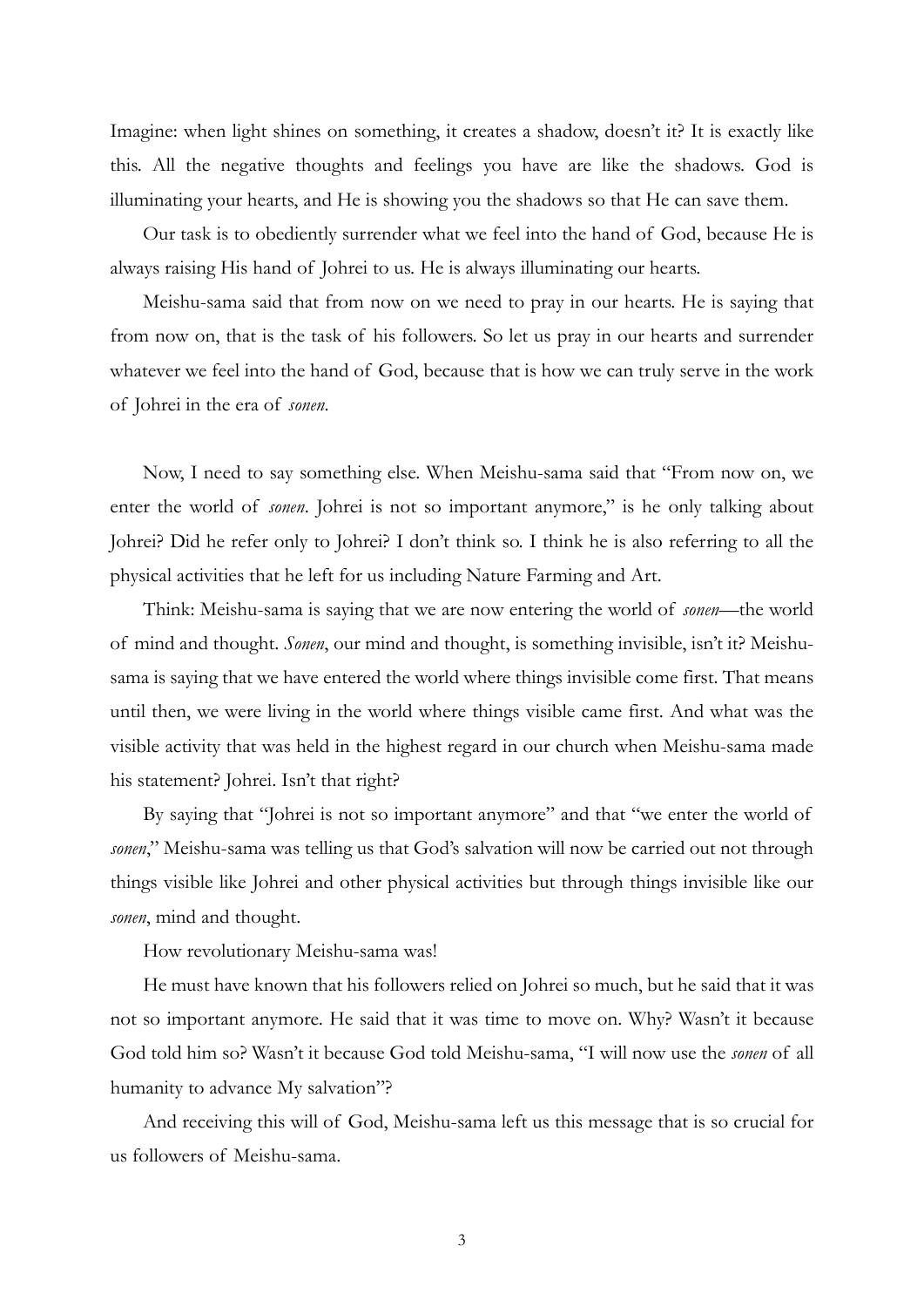Imagine: when light shines on something, it creates a shadow, doesn't it? It is exactly like this. All the negative thoughts and feelings you have are like the shadows. God is illuminating your hearts, and He is showing you the shadows so that He can save them.

Our task is to obediently surrender what we feel into the hand of God, because He is always raising His hand of Johrei to us. He is always illuminating our hearts.

Meishu-sama said that from now on we need to pray in our hearts. He is saying that from now on, that is the task of his followers. So let us pray in our hearts and surrender whatever we feel into the hand of God, because that is how we can truly serve in the work of Johrei in the era of *sonen*.

Now, I need to say something else. When Meishu-sama said that "From now on, we enter the world of *sonen*. Johrei is not so important anymore," is he only talking about Johrei? Did he refer only to Johrei? I don't think so. I think he is also referring to all the physical activities that he left for us including Nature Farming and Art.

Think: Meishu-sama is saying that we are now entering the world of *sonen*—the world of mind and thought. *Sonen*, our mind and thought, is something invisible, isn't it? Meishu-sama is saying that we have entered the world where things invisible come first. That means until then, we were living in the world where things visible came first. And what was the visible activity that was held in the highest regard in our church when Meishu-sama made his statement? Johrei. Isn't that right?

By saying that "Johrei is not so important anymore" and that "we enter the world of *sonen*," Meishu-sama was telling us that God's salvation will now be carried out not through things visible like Johrei and other physical activities but through things invisible like our *sonen*, mind and thought.

How revolutionary Meishu-sama was!

He must have known that his followers relied on Johrei so much, but he said that it was not so important anymore. He said that it was time to move on. Why? Wasn't it because God told him so? Wasn't it because God told Meishu-sama, "I will now use the *sonen* of all humanity to advance My salvation"?

And receiving this will of God, Meishu-sama left us this message that is so crucial for us followers of Meishu-sama.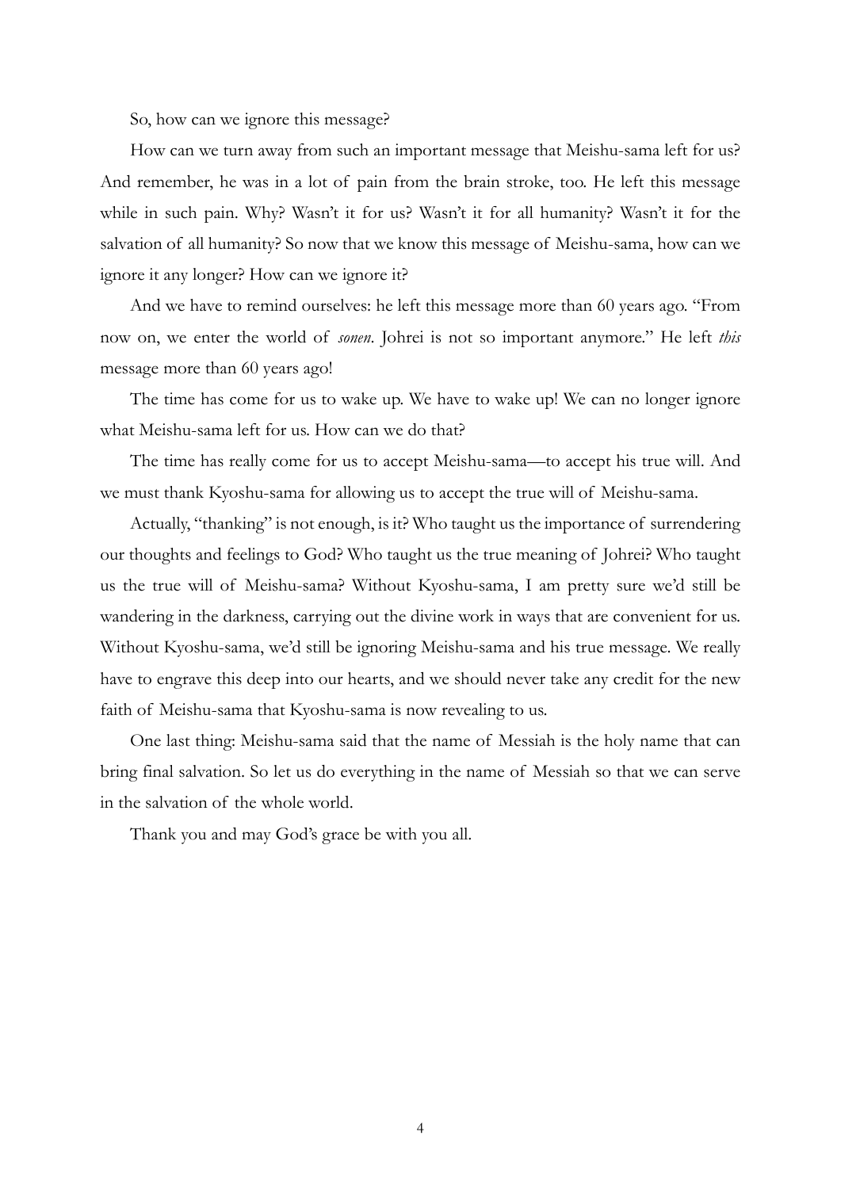So, how can we ignore this message?

How can we turn away from such an important message that Meishu-sama left for us? And remember, he was in a lot of pain from the brain stroke, too. He left this message while in such pain. Why? Wasn't it for us? Wasn't it for all humanity? Wasn't it for the salvation of all humanity? So now that we know this message of Meishu-sama, how can we ignore it any longer? How can we ignore it?

And we have to remind ourselves: he left this message more than 60 years ago. "From now on, we enter the world of *sonen*. Johrei is not so important anymore." He left *this* message more than 60 years ago!

The time has come for us to wake up. We have to wake up! We can no longer ignore what Meishu-sama left for us. How can we do that?

The time has really come for us to accept Meishu-sama—to accept his true will. And we must thank Kyoshu-sama for allowing us to accept the true will of Meishu-sama.

Actually, "thanking" is not enough, is it? Who taught us the importance of surrendering our thoughts and feelings to God? Who taught us the true meaning of Johrei? Who taught us the true will of Meishu-sama? Without Kyoshu-sama, I am pretty sure we'd still be wandering in the darkness, carrying out the divine work in ways that are convenient for us. Without Kyoshu-sama, we'd still be ignoring Meishu-sama and his true message. We really have to engrave this deep into our hearts, and we should never take any credit for the new faith of Meishu-sama that Kyoshu-sama is now revealing to us.

One last thing: Meishu-sama said that the name of Messiah is the holy name that can bring final salvation. So let us do everything in the name of Messiah so that we can serve in the salvation of the whole world.

Thank you and may God's grace be with you all.